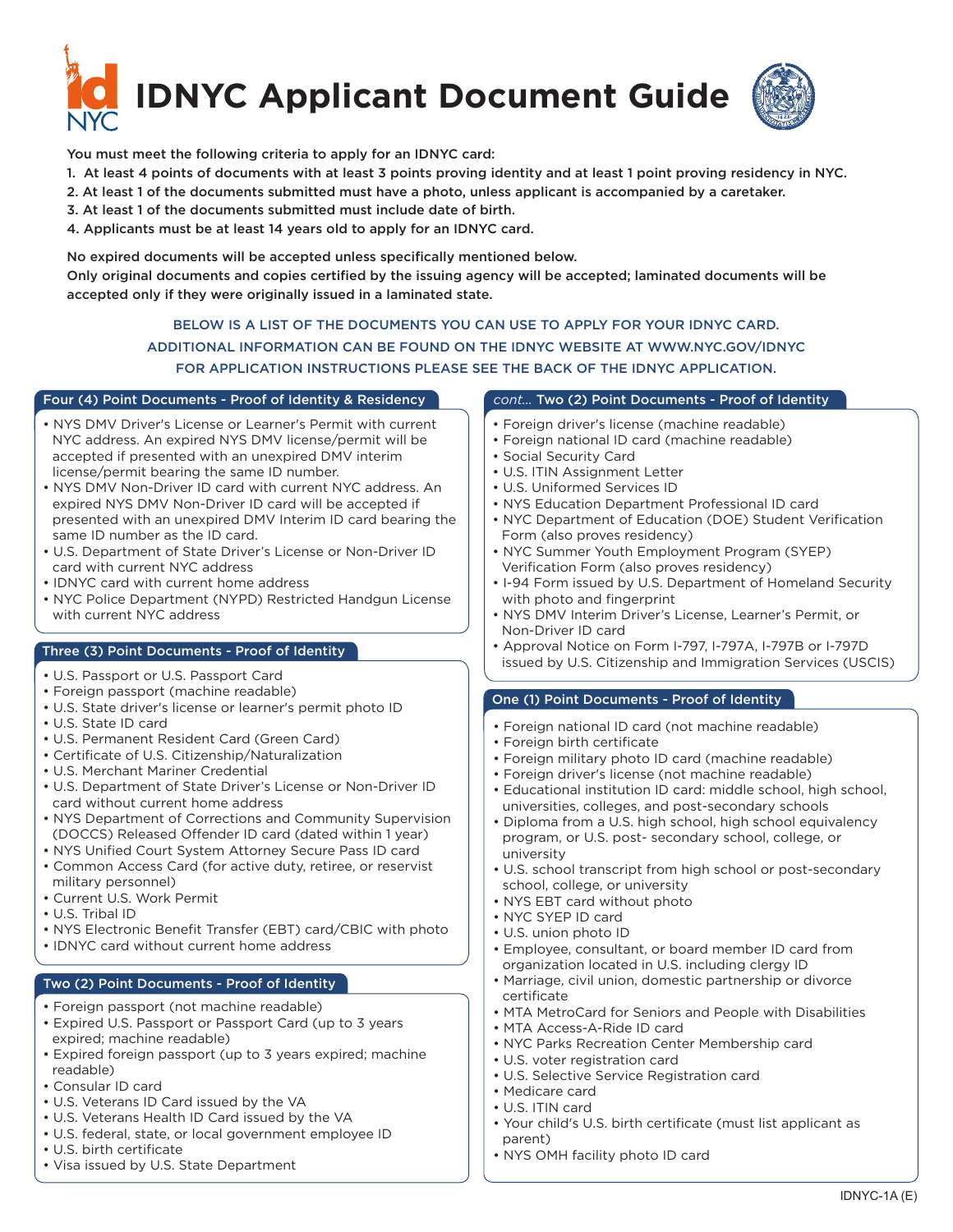# IDNYC Applicant Document Guide

**You must meet the following criteria to apply for an IDNYC card:**

1. At least 4 points of documents with at least 3 points proving identity and at least 1 point proving residency in NYC.
2. At least 1 of the documents submitted must have a photo, unless applicant is accompanied by a caretaker.
3. At least 1 of the documents submitted must include date of birth.
4. Applicants must be at least 14 years old to apply for an IDNYC card.

No expired documents will be accepted unless specifically mentioned below.
Only original documents and copies certified by the issuing agency will be accepted; laminated documents will be accepted only if they were originally issued in a laminated state.

BELOW IS A LIST OF THE DOCUMENTS YOU CAN USE TO APPLY FOR YOUR IDNYC CARD.
ADDITIONAL INFORMATION CAN BE FOUND ON THE IDNYC WEBSITE AT WWW.NYC.GOV/IDNYC
FOR APPLICATION INSTRUCTIONS PLEASE SEE THE BACK OF THE IDNYC APPLICATION.

## Four (4) Point Documents - Proof of Identity & Residency

- NYS DMV Driver's License or Learner's Permit with current NYC address. An expired NYS DMV license/permit will be accepted if presented with an unexpired DMV interim license/permit bearing the same ID number.
- NYS DMV Non-Driver ID card with current NYC address. An expired NYS DMV Non-Driver ID card will be accepted if presented with an unexpired DMV Interim ID card bearing the same ID number as the ID card.
- U.S. Department of State Driver's License or Non-Driver ID card with current NYC address
- IDNYC card with current home address
- NYC Police Department (NYPD) Restricted Handgun License with current NYC address

## Three (3) Point Documents - Proof of Identity

- U.S. Passport or U.S. Passport Card
- Foreign passport (machine readable)
- U.S. State driver's license or learner's permit photo ID
- U.S. State ID card
- U.S. Permanent Resident Card (Green Card)
- Certificate of U.S. Citizenship/Naturalization
- U.S. Merchant Mariner Credential
- U.S. Department of State Driver's License or Non-Driver ID card without current home address
- NYS Department of Corrections and Community Supervision (DOCCS) Released Offender ID card (dated within 1 year)
- NYS Unified Court System Attorney Secure Pass ID card
- Common Access Card (for active duty, retiree, or reservist military personnel)
- Current U.S. Work Permit
- U.S. Tribal ID
- NYS Electronic Benefit Transfer (EBT) card/CBIC with photo
- IDNYC card without current home address

## Two (2) Point Documents - Proof of Identity

- Foreign passport (not machine readable)
- Expired U.S. Passport or Passport Card (up to 3 years expired; machine readable)
- Expired foreign passport (up to 3 years expired; machine readable)
- Consular ID card
- U.S. Veterans ID Card issued by the VA
- U.S. Veterans Health ID Card issued by the VA
- U.S. federal, state, or local government employee ID
- U.S. birth certificate
- Visa issued by U.S. State Department
- Foreign driver's license (machine readable)
- Foreign national ID card (machine readable)
- Social Security Card
- U.S. ITIN Assignment Letter
- U.S. Uniformed Services ID
- NYS Education Department Professional ID card
- NYC Department of Education (DOE) Student Verification Form (also proves residency)
- NYC Summer Youth Employment Program (SYEP) Verification Form (also proves residency)
- I-94 Form issued by U.S. Department of Homeland Security with photo and fingerprint
- NYS DMV Interim Driver's License, Learner's Permit, or Non-Driver ID card
- Approval Notice on Form I-797, I-797A, I-797B or I-797D issued by U.S. Citizenship and Immigration Services (USCIS)

## One (1) Point Documents - Proof of Identity

- Foreign national ID card (not machine readable)
- Foreign birth certificate
- Foreign military photo ID card (machine readable)
- Foreign driver's license (not machine readable)
- Educational institution ID card: middle school, high school, universities, colleges, and post-secondary schools
- Diploma from a U.S. high school, high school equivalency program, or U.S. post- secondary school, college, or university
- U.S. school transcript from high school or post-secondary school, college, or university
- NYS EBT card without photo
- NYC SYEP ID card
- U.S. union photo ID
- Employee, consultant, or board member ID card from organization located in U.S. including clergy ID
- Marriage, civil union, domestic partnership or divorce certificate
- MTA MetroCard for Seniors and People with Disabilities
- MTA Access-A-Ride ID card
- NYC Parks Recreation Center Membership card
- U.S. voter registration card
- U.S. Selective Service Registration card
- Medicare card
- U.S. ITIN card
- Your child's U.S. birth certificate (must list applicant as parent)
- NYS OMH facility photo ID card

IDNYC-1A (E)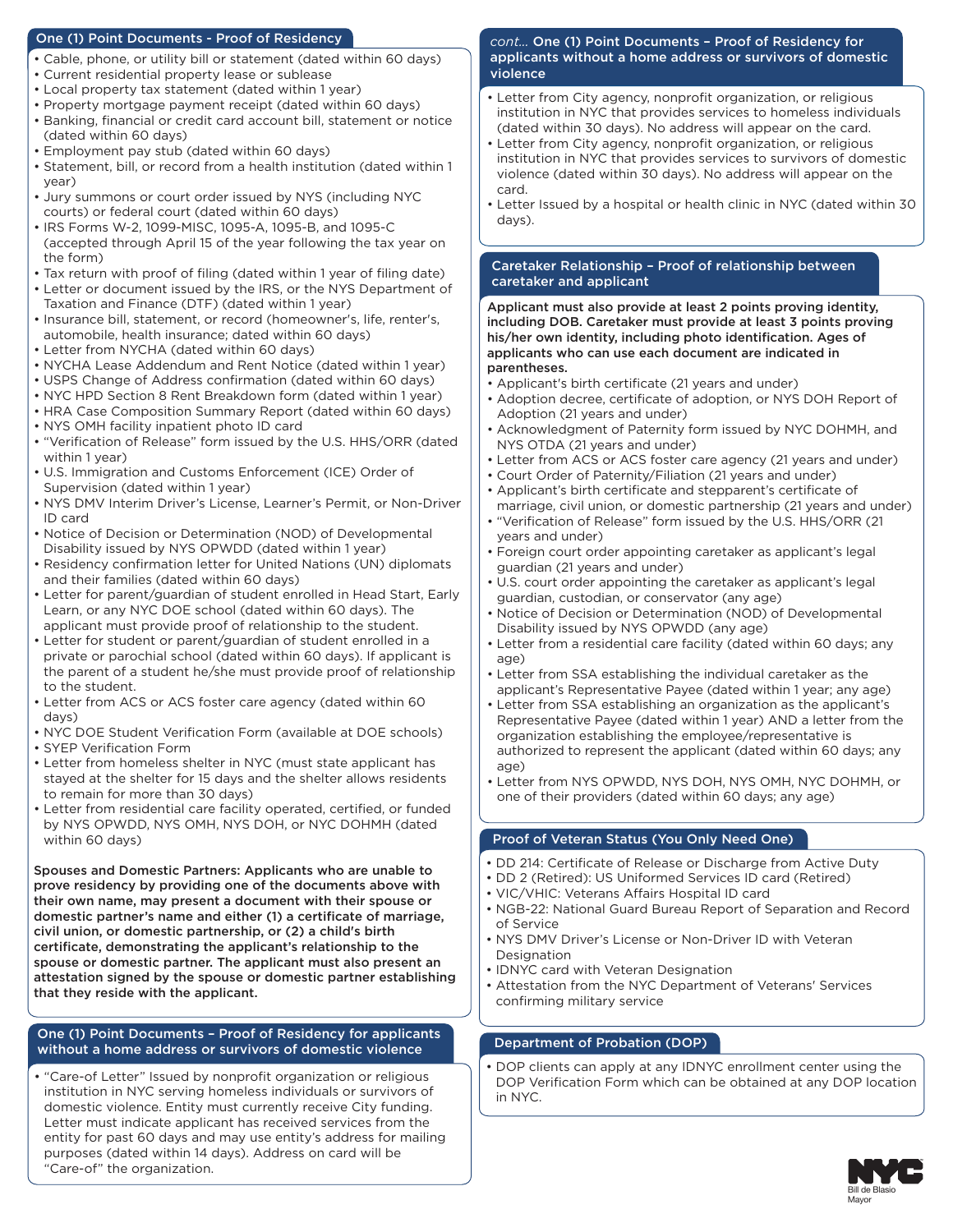## One (1) Point Documents - Proof of Residency

- Cable, phone, or utility bill or statement (dated within 60 days)
- Current residential property lease or sublease
- Local property tax statement (dated within 1 year)
- Property mortgage payment receipt (dated within 60 days)
- Banking, financial or credit card account bill, statement or notice (dated within 60 days)
- Employment pay stub (dated within 60 days)
- Statement, bill, or record from a health institution (dated within 1 year)
- Jury summons or court order issued by NYS (including NYC courts) or federal court (dated within 60 days)
- IRS Forms W-2, 1099-MISC, 1095-A, 1095-B, and 1095-C (accepted through April 15 of the year following the tax year on the form)
- Tax return with proof of filing (dated within 1 year of filing date)
- Letter or document issued by the IRS, or the NYS Department of Taxation and Finance (DTF) (dated within 1 year)
- Insurance bill, statement, or record (homeowner's, life, renter's, automobile, health insurance; dated within 60 days)
- Letter from NYCHA (dated within 60 days)
- NYCHA Lease Addendum and Rent Notice (dated within 1 year)
- USPS Change of Address confirmation (dated within 60 days)
- NYC HPD Section 8 Rent Breakdown form (dated within 1 year)
- HRA Case Composition Summary Report (dated within 60 days)
- NYS OMH facility inpatient photo ID card
- "Verification of Release" form issued by the U.S. HHS/ORR (dated within 1 year)
- U.S. Immigration and Customs Enforcement (ICE) Order of Supervision (dated within 1 year)
- NYS DMV Interim Driver's License, Learner's Permit, or Non-Driver ID card
- Notice of Decision or Determination (NOD) of Developmental Disability issued by NYS OPWDD (dated within 1 year)
- Residency confirmation letter for United Nations (UN) diplomats and their families (dated within 60 days)
- Letter for parent/guardian of student enrolled in Head Start, Early Learn, or any NYC DOE school (dated within 60 days). The applicant must provide proof of relationship to the student.
- Letter for student or parent/guardian of student enrolled in a private or parochial school (dated within 60 days). If applicant is the parent of a student he/she must provide proof of relationship to the student.
- Letter from ACS or ACS foster care agency (dated within 60 days)
- NYC DOE Student Verification Form (available at DOE schools)
- SYEP Verification Form
- Letter from homeless shelter in NYC (must state applicant has stayed at the shelter for 15 days and the shelter allows residents to remain for more than 30 days)
- Letter from residential care facility operated, certified, or funded by NYS OPWDD, NYS OMH, NYS DOH, or NYC DOHMH (dated within 60 days)

**Spouses and Domestic Partners: Applicants who are unable to prove residency by providing one of the documents above with their own name, may present a document with their spouse or domestic partner's name and either (1) a certificate of marriage, civil union, or domestic partnership, or (2) a child's birth certificate, demonstrating the applicant's relationship to the spouse or domestic partner. The applicant must also present an attestation signed by the spouse or domestic partner establishing that they reside with the applicant.**

## One (1) Point Documents – Proof of Residency for applicants without a home address or survivors of domestic violence

- "Care-of Letter" Issued by nonprofit organization or religious institution in NYC serving homeless individuals or survivors of domestic violence. Entity must currently receive City funding. Letter must indicate applicant has received services from the entity for past 60 days and may use entity's address for mailing purposes (dated within 14 days). Address on card will be "Care-of" the organization.
- Letter from City agency, nonprofit organization, or religious institution in NYC that provides services to homeless individuals (dated within 30 days). No address will appear on the card.
- Letter from City agency, nonprofit organization, or religious institution in NYC that provides services to survivors of domestic violence (dated within 30 days). No address will appear on the card.
- Letter Issued by a hospital or health clinic in NYC (dated within 30 days).

## Caretaker Relationship – Proof of relationship between caretaker and applicant

**Applicant must also provide at least 2 points proving identity, including DOB. Caretaker must provide at least 3 points proving his/her own identity, including photo identification. Ages of applicants who can use each document are indicated in parentheses.**

- Applicant's birth certificate (21 years and under)
- Adoption decree, certificate of adoption, or NYS DOH Report of Adoption (21 years and under)
- Acknowledgment of Paternity form issued by NYC DOHMH, and NYS OTDA (21 years and under)
- Letter from ACS or ACS foster care agency (21 years and under)
- Court Order of Paternity/Filiation (21 years and under)
- Applicant's birth certificate and stepparent's certificate of marriage, civil union, or domestic partnership (21 years and under)
- "Verification of Release" form issued by the U.S. HHS/ORR (21 years and under)
- Foreign court order appointing caretaker as applicant's legal guardian (21 years and under)
- U.S. court order appointing the caretaker as applicant's legal guardian, custodian, or conservator (any age)
- Notice of Decision or Determination (NOD) of Developmental Disability issued by NYS OPWDD (any age)
- Letter from a residential care facility (dated within 60 days; any age)
- Letter from SSA establishing the individual caretaker as the applicant's Representative Payee (dated within 1 year; any age)
- Letter from SSA establishing an organization as the applicant's Representative Payee (dated within 1 year) AND a letter from the organization establishing the employee/representative is authorized to represent the applicant (dated within 60 days; any age)
- Letter from NYS OPWDD, NYS DOH, NYS OMH, NYC DOHMH, or one of their providers (dated within 60 days; any age)

## Proof of Veteran Status (You Only Need One)

- DD 214: Certificate of Release or Discharge from Active Duty
- DD 2 (Retired): US Uniformed Services ID card (Retired)
- VIC/VHIC: Veterans Affairs Hospital ID card
- NGB-22: National Guard Bureau Report of Separation and Record of Service
- NYS DMV Driver's License or Non-Driver ID with Veteran Designation
- IDNYC card with Veteran Designation
- Attestation from the NYC Department of Veterans' Services confirming military service

## Department of Probation (DOP)

- DOP clients can apply at any IDNYC enrollment center using the DOP Verification Form which can be obtained at any DOP location in NYC.

NYC
Bill de Blasio
Mayor